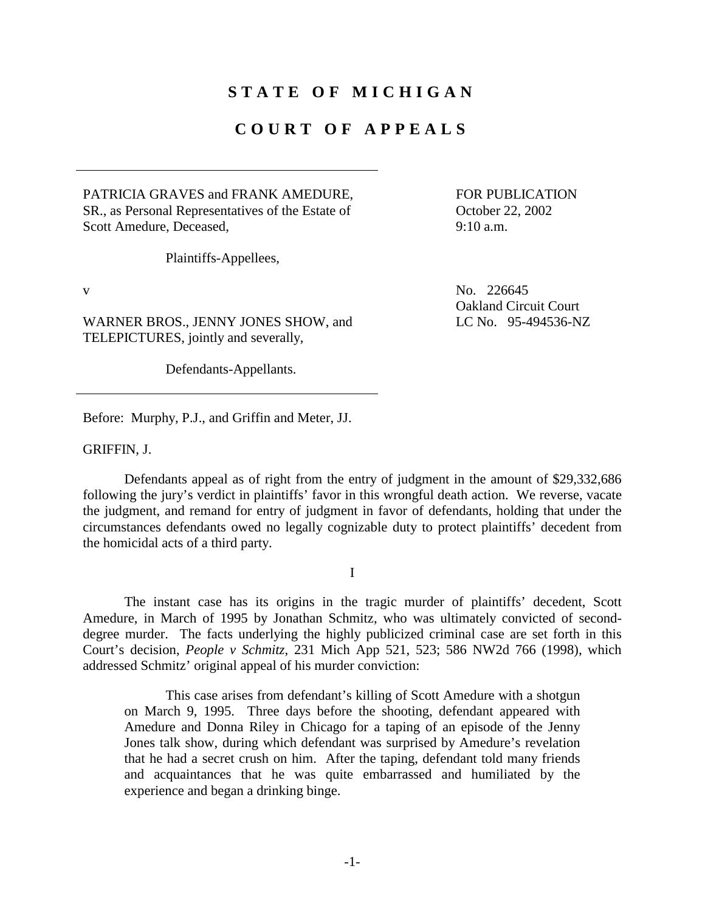# STATE OF MICHIGAN

## COURT OF APPEALS

---

PATRICIA GRAVES and FRANK AMEDURE, SR., as Personal Representatives of the Estate of Scott Amedure, Deceased,

Plaintiffs-Appellees,

v

WARNER BROS., JENNY JONES SHOW, and TELEPICTURES, jointly and severally,

Defendants-Appellants.

---

FOR PUBLICATION
October 22, 2002
9:10 a.m.

No. 226645
Oakland Circuit Court
LC No. 95-494536-NZ

Before: Murphy, P.J., and Griffin and Meter, JJ.

GRIFFIN, J.

Defendants appeal as of right from the entry of judgment in the amount of $29,332,686 following the jury's verdict in plaintiffs' favor in this wrongful death action. We reverse, vacate the judgment, and remand for entry of judgment in favor of defendants, holding that under the circumstances defendants owed no legally cognizable duty to protect plaintiffs' decedent from the homicidal acts of a third party.

I

The instant case has its origins in the tragic murder of plaintiffs' decedent, Scott Amedure, in March of 1995 by Jonathan Schmitz, who was ultimately convicted of second-degree murder. The facts underlying the highly publicized criminal case are set forth in this Court's decision, *People v Schmitz*, 231 Mich App 521, 523; 586 NW2d 766 (1998), which addressed Schmitz' original appeal of his murder conviction:

> This case arises from defendant's killing of Scott Amedure with a shotgun on March 9, 1995. Three days before the shooting, defendant appeared with Amedure and Donna Riley in Chicago for a taping of an episode of the Jenny Jones talk show, during which defendant was surprised by Amedure's revelation that he had a secret crush on him. After the taping, defendant told many friends and acquaintances that he was quite embarrassed and humiliated by the experience and began a drinking binge.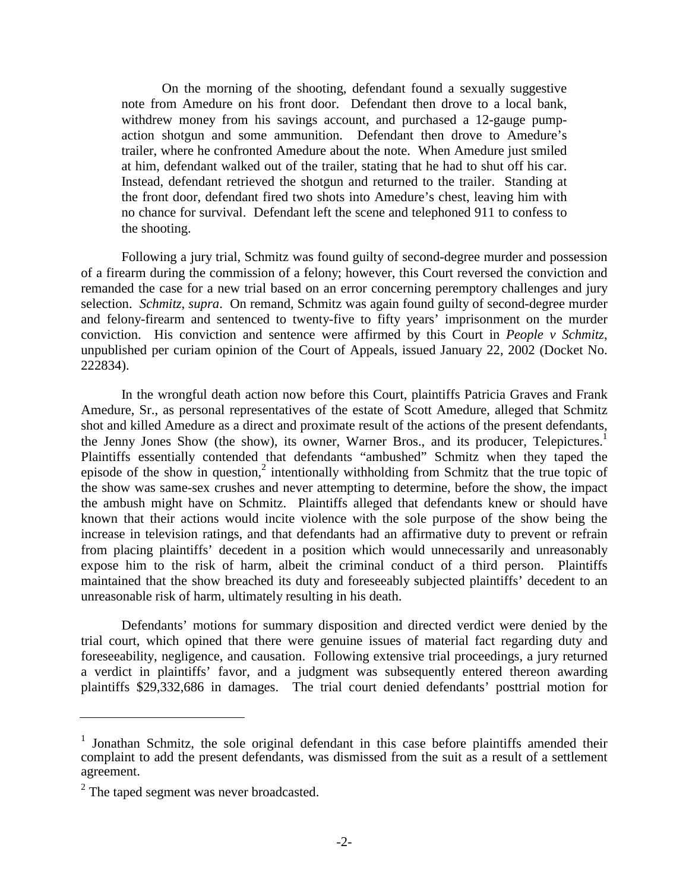> On the morning of the shooting, defendant found a sexually suggestive note from Amedure on his front door. Defendant then drove to a local bank, withdrew money from his savings account, and purchased a 12-gauge pump-action shotgun and some ammunition. Defendant then drove to Amedure's trailer, where he confronted Amedure about the note. When Amedure just smiled at him, defendant walked out of the trailer, stating that he had to shut off his car. Instead, defendant retrieved the shotgun and returned to the trailer. Standing at the front door, defendant fired two shots into Amedure's chest, leaving him with no chance for survival. Defendant left the scene and telephoned 911 to confess to the shooting.

Following a jury trial, Schmitz was found guilty of second-degree murder and possession of a firearm during the commission of a felony; however, this Court reversed the conviction and remanded the case for a new trial based on an error concerning peremptory challenges and jury selection. *Schmitz*, *supra*. On remand, Schmitz was again found guilty of second-degree murder and felony-firearm and sentenced to twenty-five to fifty years' imprisonment on the murder conviction. His conviction and sentence were affirmed by this Court in *People v Schmitz*, unpublished per curiam opinion of the Court of Appeals, issued January 22, 2002 (Docket No. 222834).

In the wrongful death action now before this Court, plaintiffs Patricia Graves and Frank Amedure, Sr., as personal representatives of the estate of Scott Amedure, alleged that Schmitz shot and killed Amedure as a direct and proximate result of the actions of the present defendants, the Jenny Jones Show (the show), its owner, Warner Bros., and its producer, Telepictures.[1] Plaintiffs essentially contended that defendants "ambushed" Schmitz when they taped the episode of the show in question,[2] intentionally withholding from Schmitz that the true topic of the show was same-sex crushes and never attempting to determine, before the show, the impact the ambush might have on Schmitz. Plaintiffs alleged that defendants knew or should have known that their actions would incite violence with the sole purpose of the show being the increase in television ratings, and that defendants had an affirmative duty to prevent or refrain from placing plaintiffs' decedent in a position which would unnecessarily and unreasonably expose him to the risk of harm, albeit the criminal conduct of a third person. Plaintiffs maintained that the show breached its duty and foreseeably subjected plaintiffs' decedent to an unreasonable risk of harm, ultimately resulting in his death.

Defendants' motions for summary disposition and directed verdict were denied by the trial court, which opined that there were genuine issues of material fact regarding duty and foreseeability, negligence, and causation. Following extensive trial proceedings, a jury returned a verdict in plaintiffs' favor, and a judgment was subsequently entered thereon awarding plaintiffs $29,332,686 in damages. The trial court denied defendants' posttrial motion for

---

[1] Jonathan Schmitz, the sole original defendant in this case before plaintiffs amended their complaint to add the present defendants, was dismissed from the suit as a result of a settlement agreement.

[2] The taped segment was never broadcasted.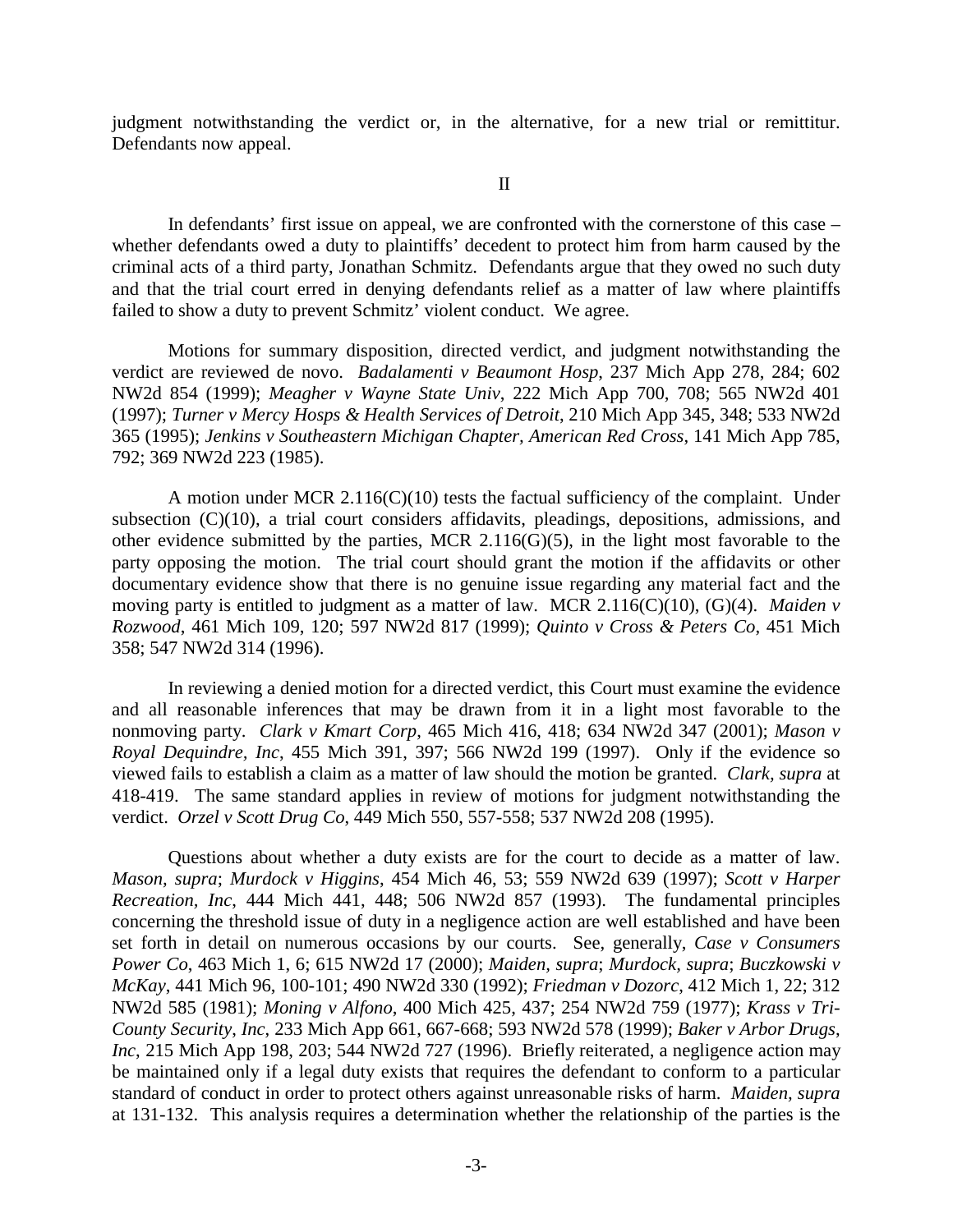judgment notwithstanding the verdict or, in the alternative, for a new trial or remittitur. Defendants now appeal.

II

In defendants' first issue on appeal, we are confronted with the cornerstone of this case – whether defendants owed a duty to plaintiffs' decedent to protect him from harm caused by the criminal acts of a third party, Jonathan Schmitz. Defendants argue that they owed no such duty and that the trial court erred in denying defendants relief as a matter of law where plaintiffs failed to show a duty to prevent Schmitz' violent conduct. We agree.

Motions for summary disposition, directed verdict, and judgment notwithstanding the verdict are reviewed de novo. *Badalamenti v Beaumont Hosp*, 237 Mich App 278, 284; 602 NW2d 854 (1999); *Meagher v Wayne State Univ*, 222 Mich App 700, 708; 565 NW2d 401 (1997); *Turner v Mercy Hosps & Health Services of Detroit*, 210 Mich App 345, 348; 533 NW2d 365 (1995); *Jenkins v Southeastern Michigan Chapter, American Red Cross*, 141 Mich App 785, 792; 369 NW2d 223 (1985).

A motion under MCR 2.116(C)(10) tests the factual sufficiency of the complaint. Under subsection (C)(10), a trial court considers affidavits, pleadings, depositions, admissions, and other evidence submitted by the parties, MCR 2.116(G)(5), in the light most favorable to the party opposing the motion. The trial court should grant the motion if the affidavits or other documentary evidence show that there is no genuine issue regarding any material fact and the moving party is entitled to judgment as a matter of law. MCR 2.116(C)(10), (G)(4). *Maiden v Rozwood*, 461 Mich 109, 120; 597 NW2d 817 (1999); *Quinto v Cross & Peters Co*, 451 Mich 358; 547 NW2d 314 (1996).

In reviewing a denied motion for a directed verdict, this Court must examine the evidence and all reasonable inferences that may be drawn from it in a light most favorable to the nonmoving party. *Clark v Kmart Corp*, 465 Mich 416, 418; 634 NW2d 347 (2001); *Mason v Royal Dequindre, Inc*, 455 Mich 391, 397; 566 NW2d 199 (1997). Only if the evidence so viewed fails to establish a claim as a matter of law should the motion be granted. *Clark*, *supra* at 418-419. The same standard applies in review of motions for judgment notwithstanding the verdict. *Orzel v Scott Drug Co*, 449 Mich 550, 557-558; 537 NW2d 208 (1995).

Questions about whether a duty exists are for the court to decide as a matter of law. *Mason, supra*; *Murdock v Higgins*, 454 Mich 46, 53; 559 NW2d 639 (1997); *Scott v Harper Recreation, Inc*, 444 Mich 441, 448; 506 NW2d 857 (1993). The fundamental principles concerning the threshold issue of duty in a negligence action are well established and have been set forth in detail on numerous occasions by our courts. See, generally, *Case v Consumers Power Co*, 463 Mich 1, 6; 615 NW2d 17 (2000); *Maiden, supra*; *Murdock, supra*; *Buczkowski v McKay*, 441 Mich 96, 100-101; 490 NW2d 330 (1992); *Friedman v Dozorc*, 412 Mich 1, 22; 312 NW2d 585 (1981); *Moning v Alfono*, 400 Mich 425, 437; 254 NW2d 759 (1977); *Krass v Tri-County Security, Inc*, 233 Mich App 661, 667-668; 593 NW2d 578 (1999); *Baker v Arbor Drugs, Inc*, 215 Mich App 198, 203; 544 NW2d 727 (1996). Briefly reiterated, a negligence action may be maintained only if a legal duty exists that requires the defendant to conform to a particular standard of conduct in order to protect others against unreasonable risks of harm. *Maiden, supra* at 131-132. This analysis requires a determination whether the relationship of the parties is the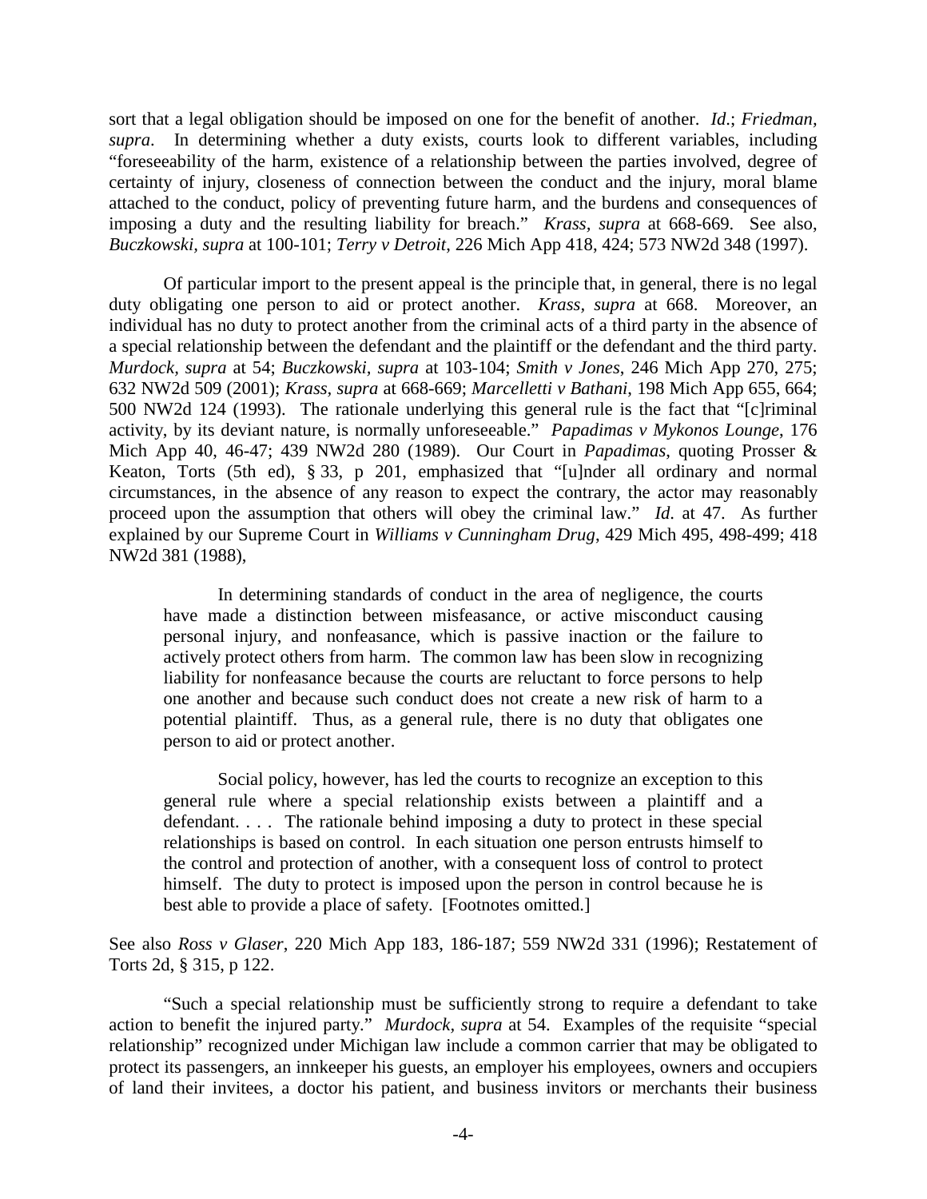sort that a legal obligation should be imposed on one for the benefit of another. *Id*.; *Friedman, supra*. In determining whether a duty exists, courts look to different variables, including "foreseeability of the harm, existence of a relationship between the parties involved, degree of certainty of injury, closeness of connection between the conduct and the injury, moral blame attached to the conduct, policy of preventing future harm, and the burdens and consequences of imposing a duty and the resulting liability for breach." *Krass*, *supra* at 668-669. See also, *Buczkowski*, *supra* at 100-101; *Terry v Detroit*, 226 Mich App 418, 424; 573 NW2d 348 (1997).

Of particular import to the present appeal is the principle that, in general, there is no legal duty obligating one person to aid or protect another. *Krass, supra* at 668. Moreover, an individual has no duty to protect another from the criminal acts of a third party in the absence of a special relationship between the defendant and the plaintiff or the defendant and the third party. *Murdock, supra* at 54; *Buczkowski*, *supra* at 103-104; *Smith v Jones*, 246 Mich App 270, 275; 632 NW2d 509 (2001); *Krass*, *supra* at 668-669; *Marcelletti v Bathani*, 198 Mich App 655, 664; 500 NW2d 124 (1993). The rationale underlying this general rule is the fact that "[c]riminal activity, by its deviant nature, is normally unforeseeable." *Papadimas v Mykonos Lounge*, 176 Mich App 40, 46-47; 439 NW2d 280 (1989). Our Court in *Papadimas*, quoting Prosser & Keaton, Torts (5th ed), § 33, p 201, emphasized that "[u]nder all ordinary and normal circumstances, in the absence of any reason to expect the contrary, the actor may reasonably proceed upon the assumption that others will obey the criminal law." *Id*. at 47. As further explained by our Supreme Court in *Williams v Cunningham Drug*, 429 Mich 495, 498-499; 418 NW2d 381 (1988),

> In determining standards of conduct in the area of negligence, the courts have made a distinction between misfeasance, or active misconduct causing personal injury, and nonfeasance, which is passive inaction or the failure to actively protect others from harm. The common law has been slow in recognizing liability for nonfeasance because the courts are reluctant to force persons to help one another and because such conduct does not create a new risk of harm to a potential plaintiff. Thus, as a general rule, there is no duty that obligates one person to aid or protect another.
>
> Social policy, however, has led the courts to recognize an exception to this general rule where a special relationship exists between a plaintiff and a defendant. . . . The rationale behind imposing a duty to protect in these special relationships is based on control. In each situation one person entrusts himself to the control and protection of another, with a consequent loss of control to protect himself. The duty to protect is imposed upon the person in control because he is best able to provide a place of safety. [Footnotes omitted.]

See also *Ross v Glaser*, 220 Mich App 183, 186-187; 559 NW2d 331 (1996); Restatement of Torts 2d, § 315, p 122.

"Such a special relationship must be sufficiently strong to require a defendant to take action to benefit the injured party." *Murdock, supra* at 54. Examples of the requisite "special relationship" recognized under Michigan law include a common carrier that may be obligated to protect its passengers, an innkeeper his guests, an employer his employees, owners and occupiers of land their invitees, a doctor his patient, and business invitors or merchants their business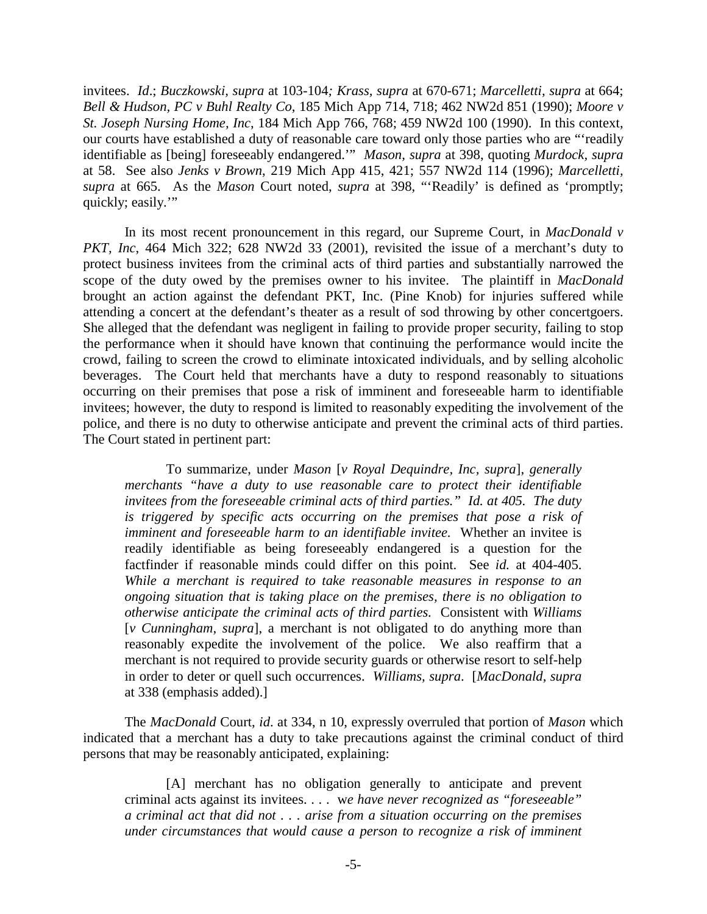invitees. *Id*.; *Buczkowski*, *supra* at 103-104*; Krass, supra* at 670-671; *Marcelletti*, *supra* at 664; *Bell & Hudson, PC v Buhl Realty Co*, 185 Mich App 714, 718; 462 NW2d 851 (1990); *Moore v St. Joseph Nursing Home, Inc*, 184 Mich App 766, 768; 459 NW2d 100 (1990). In this context, our courts have established a duty of reasonable care toward only those parties who are "'readily identifiable as [being] foreseeably endangered.'" *Mason*, *supra* at 398, quoting *Murdock*, *supra* at 58. See also *Jenks v Brown*, 219 Mich App 415, 421; 557 NW2d 114 (1996); *Marcelletti, supra* at 665. As the *Mason* Court noted, *supra* at 398, "'Readily' is defined as 'promptly; quickly; easily.'"

In its most recent pronouncement in this regard, our Supreme Court, in *MacDonald v PKT, Inc*, 464 Mich 322; 628 NW2d 33 (2001), revisited the issue of a merchant's duty to protect business invitees from the criminal acts of third parties and substantially narrowed the scope of the duty owed by the premises owner to his invitee. The plaintiff in *MacDonald* brought an action against the defendant PKT, Inc. (Pine Knob) for injuries suffered while attending a concert at the defendant's theater as a result of sod throwing by other concertgoers. She alleged that the defendant was negligent in failing to provide proper security, failing to stop the performance when it should have known that continuing the performance would incite the crowd, failing to screen the crowd to eliminate intoxicated individuals, and by selling alcoholic beverages. The Court held that merchants have a duty to respond reasonably to situations occurring on their premises that pose a risk of imminent and foreseeable harm to identifiable invitees; however, the duty to respond is limited to reasonably expediting the involvement of the police, and there is no duty to otherwise anticipate and prevent the criminal acts of third parties. The Court stated in pertinent part:

> To summarize, under *Mason* [*v Royal Dequindre, Inc*, *supra*], *generally merchants "have a duty to use reasonable care to protect their identifiable invitees from the foreseeable criminal acts of third parties." Id. at 405. The duty is triggered by specific acts occurring on the premises that pose a risk of imminent and foreseeable harm to an identifiable invitee.* Whether an invitee is readily identifiable as being foreseeably endangered is a question for the factfinder if reasonable minds could differ on this point. See *id.* at 404-405. *While a merchant is required to take reasonable measures in response to an ongoing situation that is taking place on the premises, there is no obligation to otherwise anticipate the criminal acts of third parties.* Consistent with *Williams* [*v Cunningham*, *supra*], a merchant is not obligated to do anything more than reasonably expedite the involvement of the police. We also reaffirm that a merchant is not required to provide security guards or otherwise resort to self-help in order to deter or quell such occurrences. *Williams*, *supra*. [*MacDonald*, *supra* at 338 (emphasis added).]

The *MacDonald* Court, *id*. at 334, n 10, expressly overruled that portion of *Mason* which indicated that a merchant has a duty to take precautions against the criminal conduct of third persons that may be reasonably anticipated, explaining:

> [A] merchant has no obligation generally to anticipate and prevent criminal acts against its invitees. . . . w*e have never recognized as "foreseeable" a criminal act that did not . . . arise from a situation occurring on the premises under circumstances that would cause a person to recognize a risk of imminent*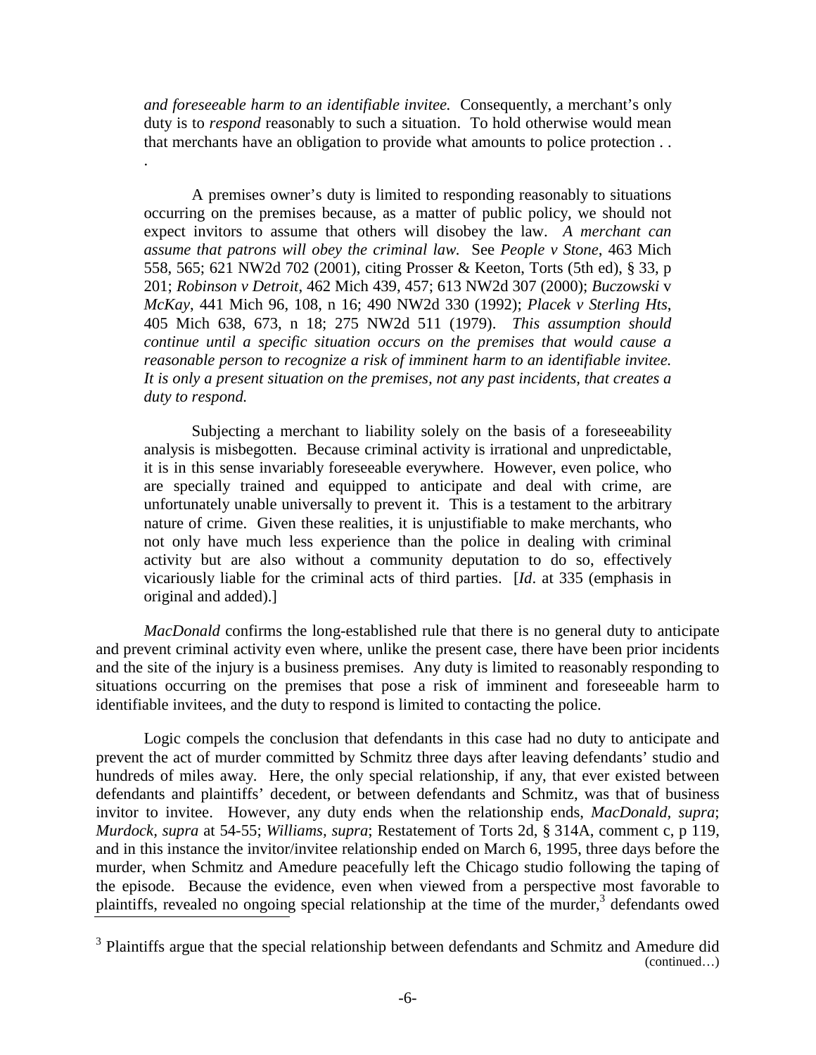> *and foreseeable harm to an identifiable invitee.* Consequently, a merchant's only duty is to *respond* reasonably to such a situation. To hold otherwise would mean that merchants have an obligation to provide what amounts to police protection . . .
>
> A premises owner's duty is limited to responding reasonably to situations occurring on the premises because, as a matter of public policy, we should not expect invitors to assume that others will disobey the law. *A merchant can assume that patrons will obey the criminal law.* See *People v Stone*, 463 Mich 558, 565; 621 NW2d 702 (2001), citing Prosser & Keeton, Torts (5th ed), § 33, p 201; *Robinson v Detroit*, 462 Mich 439, 457; 613 NW2d 307 (2000); *Buczowski* v *McKay*, 441 Mich 96, 108, n 16; 490 NW2d 330 (1992); *Placek v Sterling Hts*, 405 Mich 638, 673, n 18; 275 NW2d 511 (1979). *This assumption should continue until a specific situation occurs on the premises that would cause a reasonable person to recognize a risk of imminent harm to an identifiable invitee. It is only a present situation on the premises, not any past incidents, that creates a duty to respond.*
>
> Subjecting a merchant to liability solely on the basis of a foreseeability analysis is misbegotten. Because criminal activity is irrational and unpredictable, it is in this sense invariably foreseeable everywhere. However, even police, who are specially trained and equipped to anticipate and deal with crime, are unfortunately unable universally to prevent it. This is a testament to the arbitrary nature of crime. Given these realities, it is unjustifiable to make merchants, who not only have much less experience than the police in dealing with criminal activity but are also without a community deputation to do so, effectively vicariously liable for the criminal acts of third parties. [*Id*. at 335 (emphasis in original and added).]

*MacDonald* confirms the long-established rule that there is no general duty to anticipate and prevent criminal activity even where, unlike the present case, there have been prior incidents and the site of the injury is a business premises. Any duty is limited to reasonably responding to situations occurring on the premises that pose a risk of imminent and foreseeable harm to identifiable invitees, and the duty to respond is limited to contacting the police.

Logic compels the conclusion that defendants in this case had no duty to anticipate and prevent the act of murder committed by Schmitz three days after leaving defendants' studio and hundreds of miles away. Here, the only special relationship, if any, that ever existed between defendants and plaintiffs' decedent, or between defendants and Schmitz, was that of business invitor to invitee. However, any duty ends when the relationship ends, *MacDonald, supra*; *Murdock, supra* at 54-55; *Williams, supra*; Restatement of Torts 2d, § 314A, comment c, p 119, and in this instance the invitor/invitee relationship ended on March 6, 1995, three days before the murder, when Schmitz and Amedure peacefully left the Chicago studio following the taping of the episode. Because the evidence, even when viewed from a perspective most favorable to plaintiffs, revealed no ongoing special relationship at the time of the murder,[3] defendants owed

[3] Plaintiffs argue that the special relationship between defendants and Schmitz and Amedure did (continued…)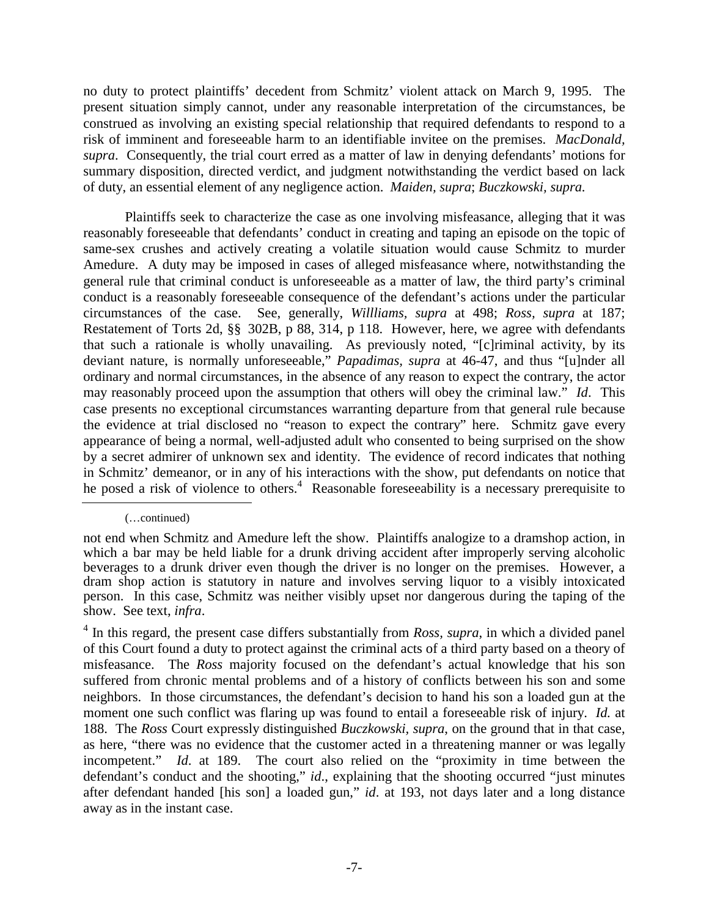no duty to protect plaintiffs' decedent from Schmitz' violent attack on March 9, 1995. The present situation simply cannot, under any reasonable interpretation of the circumstances, be construed as involving an existing special relationship that required defendants to respond to a risk of imminent and foreseeable harm to an identifiable invitee on the premises. *MacDonald, supra*. Consequently, the trial court erred as a matter of law in denying defendants' motions for summary disposition, directed verdict, and judgment notwithstanding the verdict based on lack of duty, an essential element of any negligence action. *Maiden, supra*; *Buczkowski, supra*.

Plaintiffs seek to characterize the case as one involving misfeasance, alleging that it was reasonably foreseeable that defendants' conduct in creating and taping an episode on the topic of same-sex crushes and actively creating a volatile situation would cause Schmitz to murder Amedure. A duty may be imposed in cases of alleged misfeasance where, notwithstanding the general rule that criminal conduct is unforeseeable as a matter of law, the third party's criminal conduct is a reasonably foreseeable consequence of the defendant's actions under the particular circumstances of the case. See, generally, *Willliams, supra* at 498; *Ross, supra* at 187; Restatement of Torts 2d, §§ 302B, p 88, 314, p 118. However, here, we agree with defendants that such a rationale is wholly unavailing. As previously noted, "[c]riminal activity, by its deviant nature, is normally unforeseeable," *Papadimas, supra* at 46-47, and thus "[u]nder all ordinary and normal circumstances, in the absence of any reason to expect the contrary, the actor may reasonably proceed upon the assumption that others will obey the criminal law." *Id*. This case presents no exceptional circumstances warranting departure from that general rule because the evidence at trial disclosed no "reason to expect the contrary" here. Schmitz gave every appearance of being a normal, well-adjusted adult who consented to being surprised on the show by a secret admirer of unknown sex and identity. The evidence of record indicates that nothing in Schmitz' demeanor, or in any of his interactions with the show, put defendants on notice that he posed a risk of violence to others.[4] Reasonable foreseeability is a necessary prerequisite to

---

(…continued)

not end when Schmitz and Amedure left the show. Plaintiffs analogize to a dramshop action, in which a bar may be held liable for a drunk driving accident after improperly serving alcoholic beverages to a drunk driver even though the driver is no longer on the premises. However, a dram shop action is statutory in nature and involves serving liquor to a visibly intoxicated person. In this case, Schmitz was neither visibly upset nor dangerous during the taping of the show. See text, *infra*.

[4] In this regard, the present case differs substantially from *Ross, supra*, in which a divided panel of this Court found a duty to protect against the criminal acts of a third party based on a theory of misfeasance. The *Ross* majority focused on the defendant's actual knowledge that his son suffered from chronic mental problems and of a history of conflicts between his son and some neighbors. In those circumstances, the defendant's decision to hand his son a loaded gun at the moment one such conflict was flaring up was found to entail a foreseeable risk of injury. *Id.* at 188. The *Ross* Court expressly distinguished *Buczkowski, supra*, on the ground that in that case, as here, "there was no evidence that the customer acted in a threatening manner or was legally incompetent." *Id*. at 189. The court also relied on the "proximity in time between the defendant's conduct and the shooting," *id*., explaining that the shooting occurred "just minutes after defendant handed [his son] a loaded gun," *id*. at 193, not days later and a long distance away as in the instant case.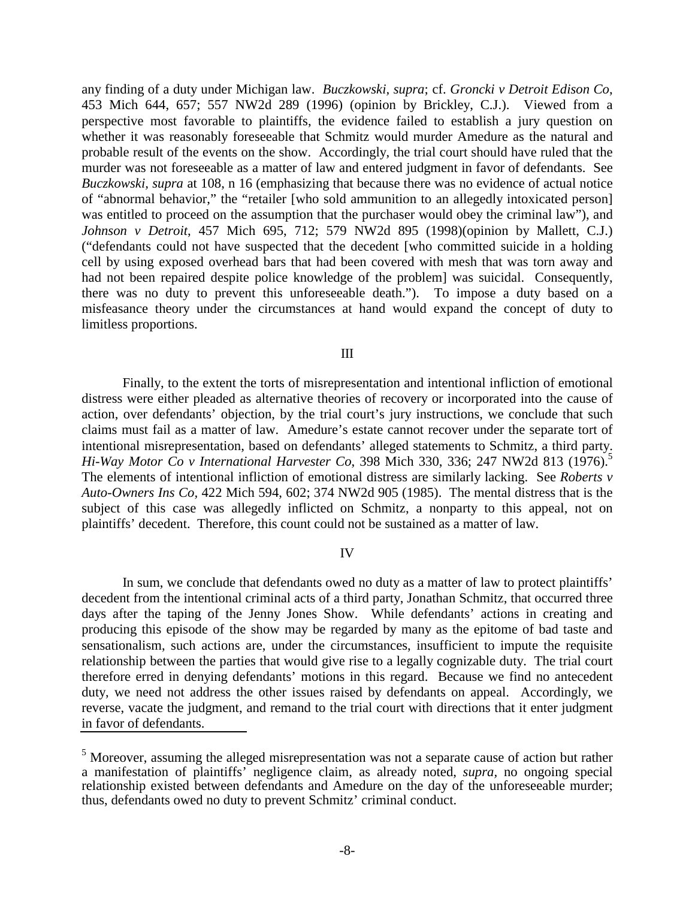any finding of a duty under Michigan law. *Buczkowski, supra*; cf. *Groncki v Detroit Edison Co*, 453 Mich 644, 657; 557 NW2d 289 (1996) (opinion by Brickley, C.J.). Viewed from a perspective most favorable to plaintiffs, the evidence failed to establish a jury question on whether it was reasonably foreseeable that Schmitz would murder Amedure as the natural and probable result of the events on the show. Accordingly, the trial court should have ruled that the murder was not foreseeable as a matter of law and entered judgment in favor of defendants. See *Buczkowski, supra* at 108, n 16 (emphasizing that because there was no evidence of actual notice of "abnormal behavior," the "retailer [who sold ammunition to an allegedly intoxicated person] was entitled to proceed on the assumption that the purchaser would obey the criminal law"), and *Johnson v Detroit*, 457 Mich 695, 712; 579 NW2d 895 (1998)(opinion by Mallett, C.J.) ("defendants could not have suspected that the decedent [who committed suicide in a holding cell by using exposed overhead bars that had been covered with mesh that was torn away and had not been repaired despite police knowledge of the problem] was suicidal. Consequently, there was no duty to prevent this unforeseeable death."). To impose a duty based on a misfeasance theory under the circumstances at hand would expand the concept of duty to limitless proportions.

## III

Finally, to the extent the torts of misrepresentation and intentional infliction of emotional distress were either pleaded as alternative theories of recovery or incorporated into the cause of action, over defendants' objection, by the trial court's jury instructions, we conclude that such claims must fail as a matter of law. Amedure's estate cannot recover under the separate tort of intentional misrepresentation, based on defendants' alleged statements to Schmitz, a third party. *Hi-Way Motor Co v International Harvester Co*, 398 Mich 330, 336; 247 NW2d 813 (1976).[5] The elements of intentional infliction of emotional distress are similarly lacking. See *Roberts v Auto-Owners Ins Co*, 422 Mich 594, 602; 374 NW2d 905 (1985). The mental distress that is the subject of this case was allegedly inflicted on Schmitz, a nonparty to this appeal, not on plaintiffs' decedent. Therefore, this count could not be sustained as a matter of law.

## IV

In sum, we conclude that defendants owed no duty as a matter of law to protect plaintiffs' decedent from the intentional criminal acts of a third party, Jonathan Schmitz, that occurred three days after the taping of the Jenny Jones Show. While defendants' actions in creating and producing this episode of the show may be regarded by many as the epitome of bad taste and sensationalism, such actions are, under the circumstances, insufficient to impute the requisite relationship between the parties that would give rise to a legally cognizable duty. The trial court therefore erred in denying defendants' motions in this regard. Because we find no antecedent duty, we need not address the other issues raised by defendants on appeal. Accordingly, we reverse, vacate the judgment, and remand to the trial court with directions that it enter judgment in favor of defendants.

---

[5] Moreover, assuming the alleged misrepresentation was not a separate cause of action but rather a manifestation of plaintiffs' negligence claim, as already noted, *supra*, no ongoing special relationship existed between defendants and Amedure on the day of the unforeseeable murder; thus, defendants owed no duty to prevent Schmitz' criminal conduct.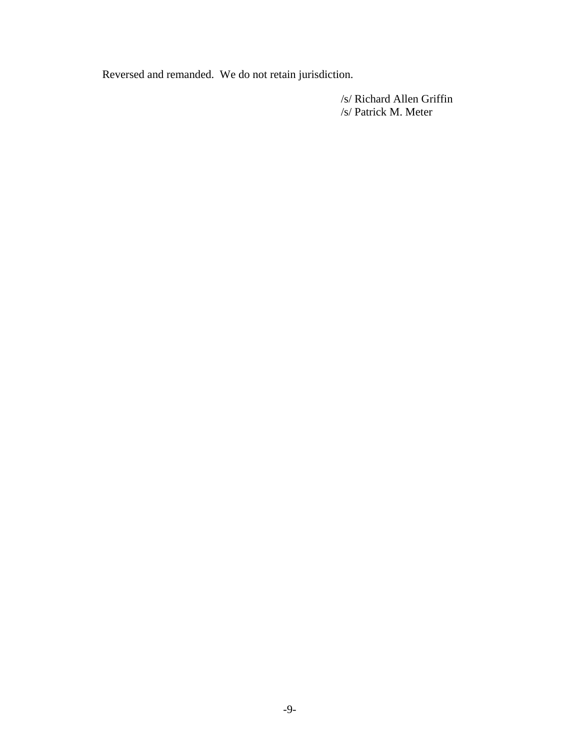Reversed and remanded. We do not retain jurisdiction.

/s/ Richard Allen Griffin
/s/ Patrick M. Meter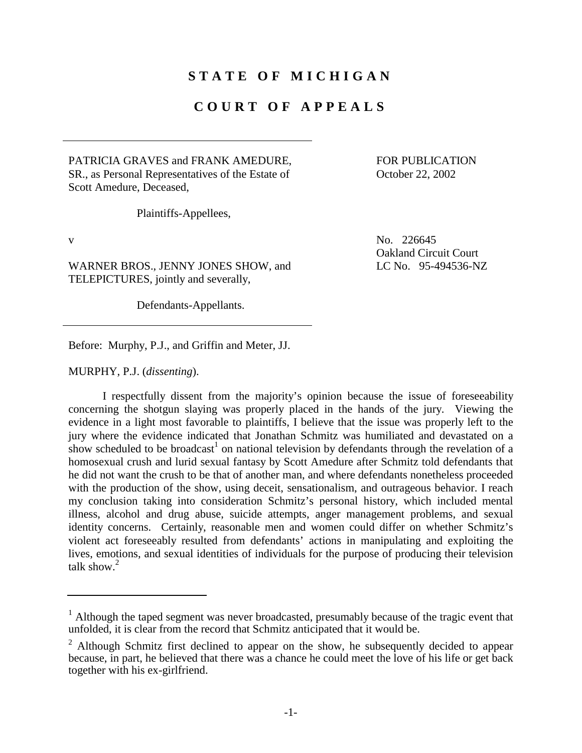# STATE OF MICHIGAN

# COURT OF APPEALS

PATRICIA GRAVES and FRANK AMEDURE, SR., as Personal Representatives of the Estate of Scott Amedure, Deceased,

Plaintiffs-Appellees,

v

WARNER BROS., JENNY JONES SHOW, and TELEPICTURES, jointly and severally,

Defendants-Appellants.

FOR PUBLICATION
October 22, 2002

No. 226645
Oakland Circuit Court
LC No. 95-494536-NZ

Before: Murphy, P.J., and Griffin and Meter, JJ.

MURPHY, P.J. (*dissenting*).

I respectfully dissent from the majority's opinion because the issue of foreseeability concerning the shotgun slaying was properly placed in the hands of the jury. Viewing the evidence in a light most favorable to plaintiffs, I believe that the issue was properly left to the jury where the evidence indicated that Jonathan Schmitz was humiliated and devastated on a show scheduled to be broadcast[1] on national television by defendants through the revelation of a homosexual crush and lurid sexual fantasy by Scott Amedure after Schmitz told defendants that he did not want the crush to be that of another man, and where defendants nonetheless proceeded with the production of the show, using deceit, sensationalism, and outrageous behavior. I reach my conclusion taking into consideration Schmitz's personal history, which included mental illness, alcohol and drug abuse, suicide attempts, anger management problems, and sexual identity concerns. Certainly, reasonable men and women could differ on whether Schmitz's violent act foreseeably resulted from defendants' actions in manipulating and exploiting the lives, emotions, and sexual identities of individuals for the purpose of producing their television talk show.[2]

---

[1] Although the taped segment was never broadcasted, presumably because of the tragic event that unfolded, it is clear from the record that Schmitz anticipated that it would be.

[2] Although Schmitz first declined to appear on the show, he subsequently decided to appear because, in part, he believed that there was a chance he could meet the love of his life or get back together with his ex-girlfriend.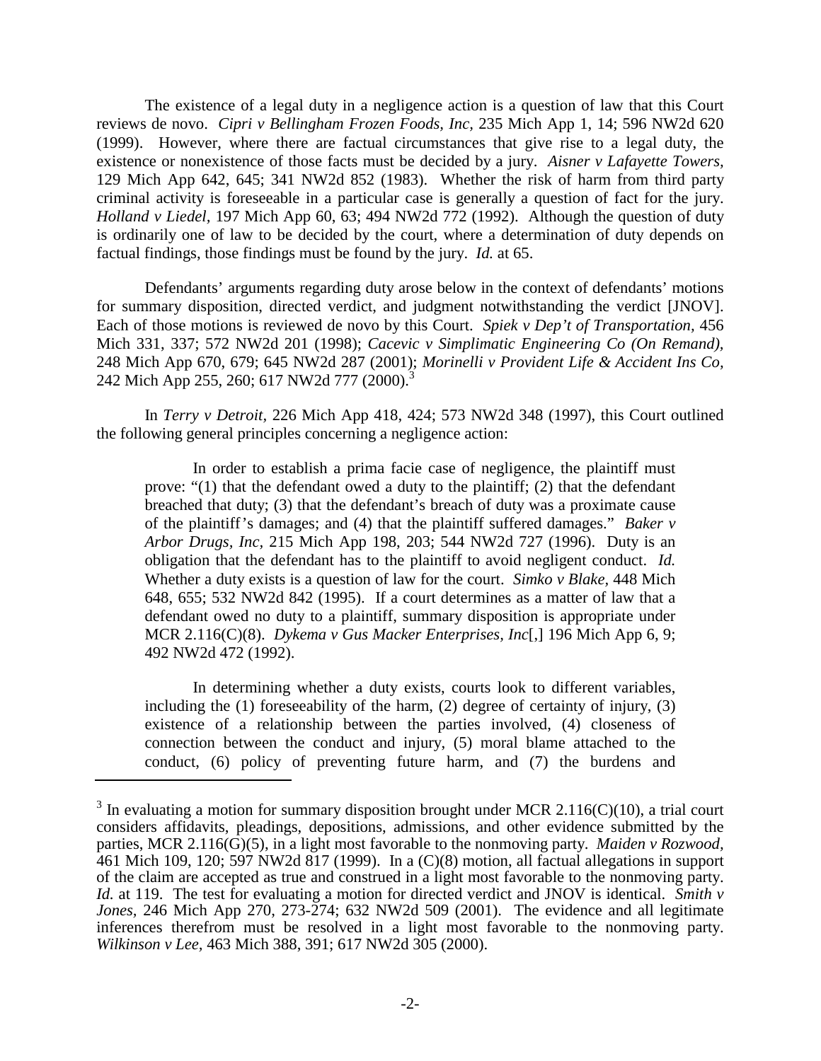The existence of a legal duty in a negligence action is a question of law that this Court reviews de novo. *Cipri v Bellingham Frozen Foods, Inc*, 235 Mich App 1, 14; 596 NW2d 620 (1999). However, where there are factual circumstances that give rise to a legal duty, the existence or nonexistence of those facts must be decided by a jury. *Aisner v Lafayette Towers*, 129 Mich App 642, 645; 341 NW2d 852 (1983). Whether the risk of harm from third party criminal activity is foreseeable in a particular case is generally a question of fact for the jury. *Holland v Liedel*, 197 Mich App 60, 63; 494 NW2d 772 (1992). Although the question of duty is ordinarily one of law to be decided by the court, where a determination of duty depends on factual findings, those findings must be found by the jury. *Id.* at 65.

Defendants' arguments regarding duty arose below in the context of defendants' motions for summary disposition, directed verdict, and judgment notwithstanding the verdict [JNOV]. Each of those motions is reviewed de novo by this Court. *Spiek v Dep't of Transportation*, 456 Mich 331, 337; 572 NW2d 201 (1998); *Cacevic v Simplimatic Engineering Co (On Remand)*, 248 Mich App 670, 679; 645 NW2d 287 (2001); *Morinelli v Provident Life & Accident Ins Co*, 242 Mich App 255, 260; 617 NW2d 777 (2000).[3]

In *Terry v Detroit*, 226 Mich App 418, 424; 573 NW2d 348 (1997), this Court outlined the following general principles concerning a negligence action:

> In order to establish a prima facie case of negligence, the plaintiff must prove: "(1) that the defendant owed a duty to the plaintiff; (2) that the defendant breached that duty; (3) that the defendant's breach of duty was a proximate cause of the plaintiff's damages; and (4) that the plaintiff suffered damages." *Baker v Arbor Drugs, Inc*, 215 Mich App 198, 203; 544 NW2d 727 (1996). Duty is an obligation that the defendant has to the plaintiff to avoid negligent conduct. *Id.* Whether a duty exists is a question of law for the court. *Simko v Blake*, 448 Mich 648, 655; 532 NW2d 842 (1995). If a court determines as a matter of law that a defendant owed no duty to a plaintiff, summary disposition is appropriate under MCR 2.116(C)(8). *Dykema v Gus Macker Enterprises, Inc*[,] 196 Mich App 6, 9; 492 NW2d 472 (1992).
>
> In determining whether a duty exists, courts look to different variables, including the (1) foreseeability of the harm, (2) degree of certainty of injury, (3) existence of a relationship between the parties involved, (4) closeness of connection between the conduct and injury, (5) moral blame attached to the conduct, (6) policy of preventing future harm, and (7) the burdens and

---

[3] In evaluating a motion for summary disposition brought under MCR 2.116(C)(10), a trial court considers affidavits, pleadings, depositions, admissions, and other evidence submitted by the parties, MCR 2.116(G)(5), in a light most favorable to the nonmoving party. *Maiden v Rozwood*, 461 Mich 109, 120; 597 NW2d 817 (1999). In a (C)(8) motion, all factual allegations in support of the claim are accepted as true and construed in a light most favorable to the nonmoving party. *Id.* at 119. The test for evaluating a motion for directed verdict and JNOV is identical. *Smith v Jones*, 246 Mich App 270, 273-274; 632 NW2d 509 (2001). The evidence and all legitimate inferences therefrom must be resolved in a light most favorable to the nonmoving party. *Wilkinson v Lee*, 463 Mich 388, 391; 617 NW2d 305 (2000).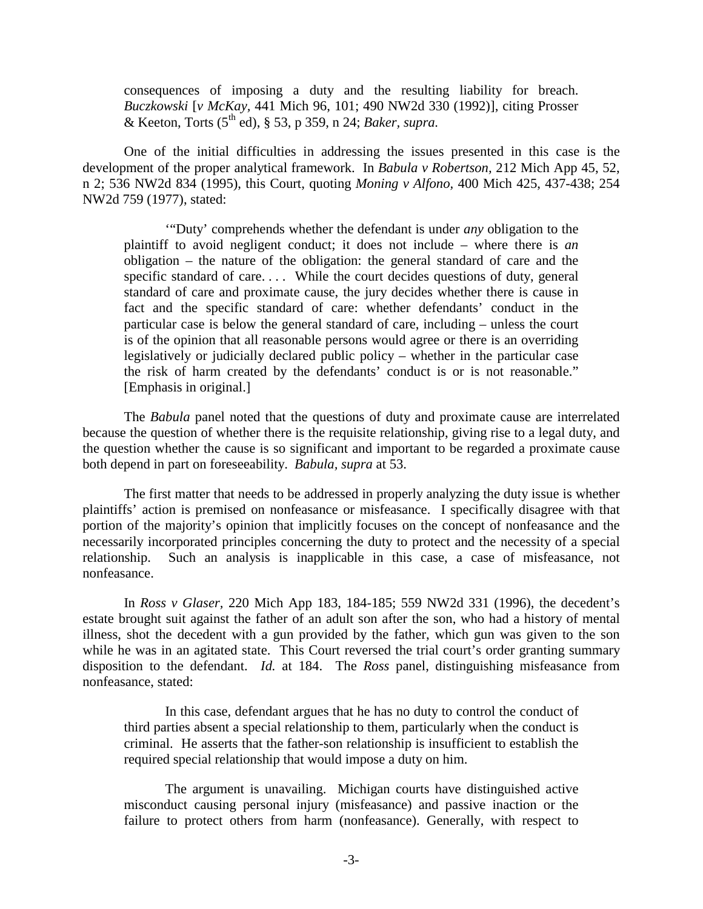consequences of imposing a duty and the resulting liability for breach. *Buczkowski* [*v McKay*, 441 Mich 96, 101; 490 NW2d 330 (1992)], citing Prosser & Keeton, Torts (5th ed), § 53, p 359, n 24; *Baker, supra.*

One of the initial difficulties in addressing the issues presented in this case is the development of the proper analytical framework. In *Babula v Robertson*, 212 Mich App 45, 52, n 2; 536 NW2d 834 (1995), this Court, quoting *Moning v Alfono*, 400 Mich 425, 437-438; 254 NW2d 759 (1977), stated:

> '"Duty' comprehends whether the defendant is under *any* obligation to the plaintiff to avoid negligent conduct; it does not include – where there is *an* obligation – the nature of the obligation: the general standard of care and the specific standard of care. . . . While the court decides questions of duty, general standard of care and proximate cause, the jury decides whether there is cause in fact and the specific standard of care: whether defendants' conduct in the particular case is below the general standard of care, including – unless the court is of the opinion that all reasonable persons would agree or there is an overriding legislatively or judicially declared public policy – whether in the particular case the risk of harm created by the defendants' conduct is or is not reasonable." [Emphasis in original.]

The *Babula* panel noted that the questions of duty and proximate cause are interrelated because the question of whether there is the requisite relationship, giving rise to a legal duty, and the question whether the cause is so significant and important to be regarded a proximate cause both depend in part on foreseeability. *Babula, supra* at 53.

The first matter that needs to be addressed in properly analyzing the duty issue is whether plaintiffs' action is premised on nonfeasance or misfeasance. I specifically disagree with that portion of the majority's opinion that implicitly focuses on the concept of nonfeasance and the necessarily incorporated principles concerning the duty to protect and the necessity of a special relationship. Such an analysis is inapplicable in this case, a case of misfeasance, not nonfeasance.

In *Ross v Glaser*, 220 Mich App 183, 184-185; 559 NW2d 331 (1996), the decedent's estate brought suit against the father of an adult son after the son, who had a history of mental illness, shot the decedent with a gun provided by the father, which gun was given to the son while he was in an agitated state. This Court reversed the trial court's order granting summary disposition to the defendant. *Id.* at 184. The *Ross* panel, distinguishing misfeasance from nonfeasance, stated:

> In this case, defendant argues that he has no duty to control the conduct of third parties absent a special relationship to them, particularly when the conduct is criminal. He asserts that the father-son relationship is insufficient to establish the required special relationship that would impose a duty on him.
>
> The argument is unavailing. Michigan courts have distinguished active misconduct causing personal injury (misfeasance) and passive inaction or the failure to protect others from harm (nonfeasance). Generally, with respect to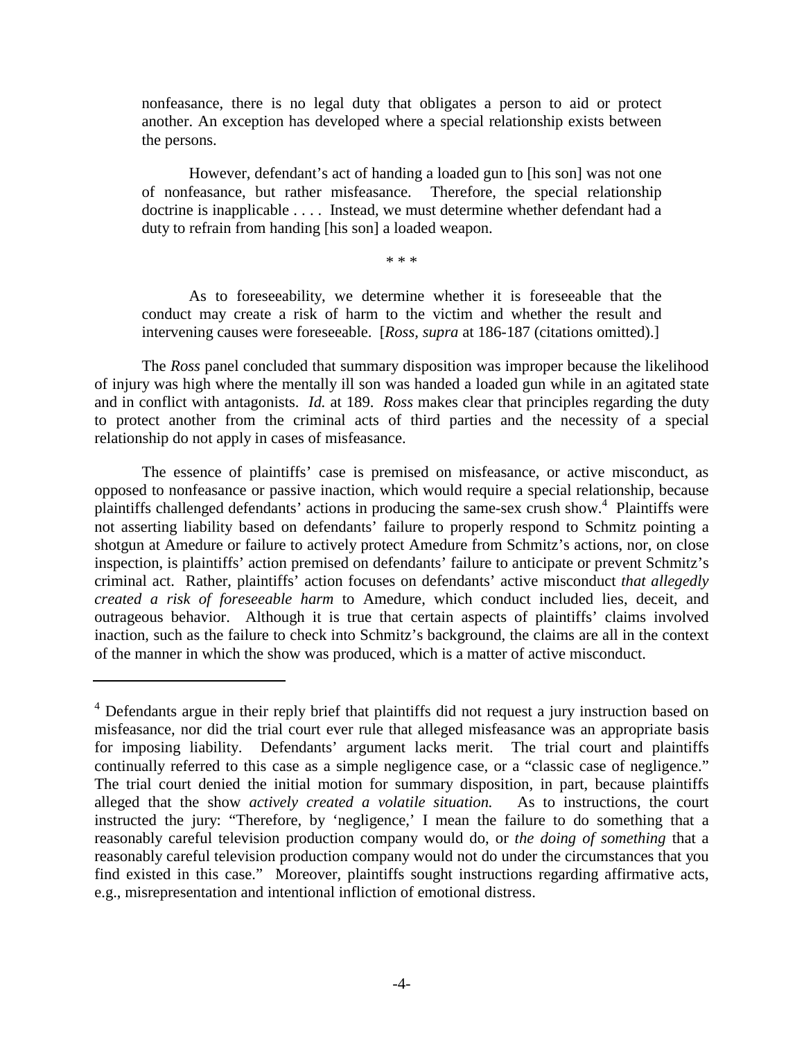> nonfeasance, there is no legal duty that obligates a person to aid or protect another. An exception has developed where a special relationship exists between the persons.
>
> However, defendant's act of handing a loaded gun to [his son] was not one of nonfeasance, but rather misfeasance. Therefore, the special relationship doctrine is inapplicable . . . . Instead, we must determine whether defendant had a duty to refrain from handing [his son] a loaded weapon.
>
> \* \* \*
>
> As to foreseeability, we determine whether it is foreseeable that the conduct may create a risk of harm to the victim and whether the result and intervening causes were foreseeable. [*Ross, supra* at 186-187 (citations omitted).]

The *Ross* panel concluded that summary disposition was improper because the likelihood of injury was high where the mentally ill son was handed a loaded gun while in an agitated state and in conflict with antagonists. *Id.* at 189. *Ross* makes clear that principles regarding the duty to protect another from the criminal acts of third parties and the necessity of a special relationship do not apply in cases of misfeasance.

The essence of plaintiffs' case is premised on misfeasance, or active misconduct, as opposed to nonfeasance or passive inaction, which would require a special relationship, because plaintiffs challenged defendants' actions in producing the same-sex crush show.[4] Plaintiffs were not asserting liability based on defendants' failure to properly respond to Schmitz pointing a shotgun at Amedure or failure to actively protect Amedure from Schmitz's actions, nor, on close inspection, is plaintiffs' action premised on defendants' failure to anticipate or prevent Schmitz's criminal act. Rather, plaintiffs' action focuses on defendants' active misconduct *that allegedly created a risk of foreseeable harm* to Amedure, which conduct included lies, deceit, and outrageous behavior. Although it is true that certain aspects of plaintiffs' claims involved inaction, such as the failure to check into Schmitz's background, the claims are all in the context of the manner in which the show was produced, which is a matter of active misconduct.

---

[4] Defendants argue in their reply brief that plaintiffs did not request a jury instruction based on misfeasance, nor did the trial court ever rule that alleged misfeasance was an appropriate basis for imposing liability. Defendants' argument lacks merit. The trial court and plaintiffs continually referred to this case as a simple negligence case, or a "classic case of negligence." The trial court denied the initial motion for summary disposition, in part, because plaintiffs alleged that the show *actively created a volatile situation.* As to instructions, the court instructed the jury: "Therefore, by 'negligence,' I mean the failure to do something that a reasonably careful television production company would do, or *the doing of something* that a reasonably careful television production company would not do under the circumstances that you find existed in this case." Moreover, plaintiffs sought instructions regarding affirmative acts, e.g., misrepresentation and intentional infliction of emotional distress.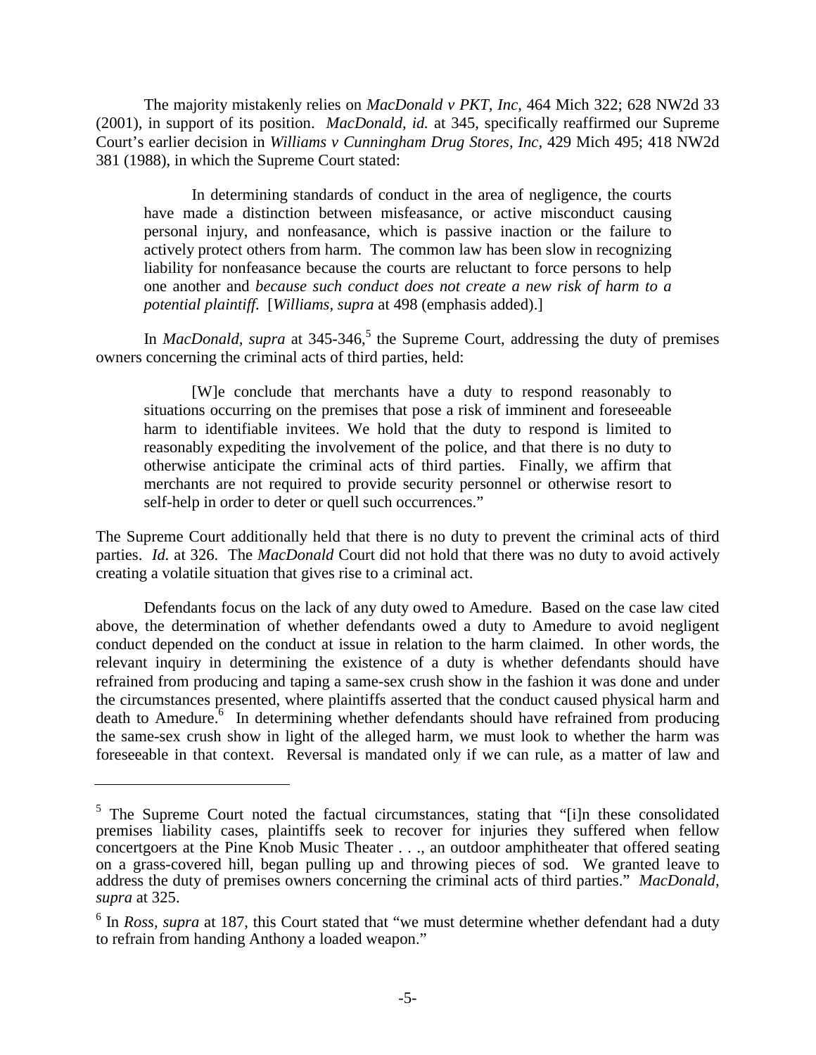The majority mistakenly relies on *MacDonald v PKT, Inc*, 464 Mich 322; 628 NW2d 33 (2001), in support of its position. *MacDonald, id.* at 345, specifically reaffirmed our Supreme Court's earlier decision in *Williams v Cunningham Drug Stores, Inc*, 429 Mich 495; 418 NW2d 381 (1988), in which the Supreme Court stated:

> In determining standards of conduct in the area of negligence, the courts have made a distinction between misfeasance, or active misconduct causing personal injury, and nonfeasance, which is passive inaction or the failure to actively protect others from harm. The common law has been slow in recognizing liability for nonfeasance because the courts are reluctant to force persons to help one another and *because such conduct does not create a new risk of harm to a potential plaintiff.* [*Williams, supra* at 498 (emphasis added).]

In *MacDonald, supra* at 345-346,[5] the Supreme Court, addressing the duty of premises owners concerning the criminal acts of third parties, held:

> [W]e conclude that merchants have a duty to respond reasonably to situations occurring on the premises that pose a risk of imminent and foreseeable harm to identifiable invitees. We hold that the duty to respond is limited to reasonably expediting the involvement of the police, and that there is no duty to otherwise anticipate the criminal acts of third parties. Finally, we affirm that merchants are not required to provide security personnel or otherwise resort to self-help in order to deter or quell such occurrences."

The Supreme Court additionally held that there is no duty to prevent the criminal acts of third parties. *Id.* at 326. The *MacDonald* Court did not hold that there was no duty to avoid actively creating a volatile situation that gives rise to a criminal act.

Defendants focus on the lack of any duty owed to Amedure. Based on the case law cited above, the determination of whether defendants owed a duty to Amedure to avoid negligent conduct depended on the conduct at issue in relation to the harm claimed. In other words, the relevant inquiry in determining the existence of a duty is whether defendants should have refrained from producing and taping a same-sex crush show in the fashion it was done and under the circumstances presented, where plaintiffs asserted that the conduct caused physical harm and death to Amedure.[6] In determining whether defendants should have refrained from producing the same-sex crush show in light of the alleged harm, we must look to whether the harm was foreseeable in that context. Reversal is mandated only if we can rule, as a matter of law and

---

[5] The Supreme Court noted the factual circumstances, stating that "[i]n these consolidated premises liability cases, plaintiffs seek to recover for injuries they suffered when fellow concertgoers at the Pine Knob Music Theater . . ., an outdoor amphitheater that offered seating on a grass-covered hill, began pulling up and throwing pieces of sod. We granted leave to address the duty of premises owners concerning the criminal acts of third parties." *MacDonald, supra* at 325.

[6] In *Ross*, *supra* at 187, this Court stated that "we must determine whether defendant had a duty to refrain from handing Anthony a loaded weapon."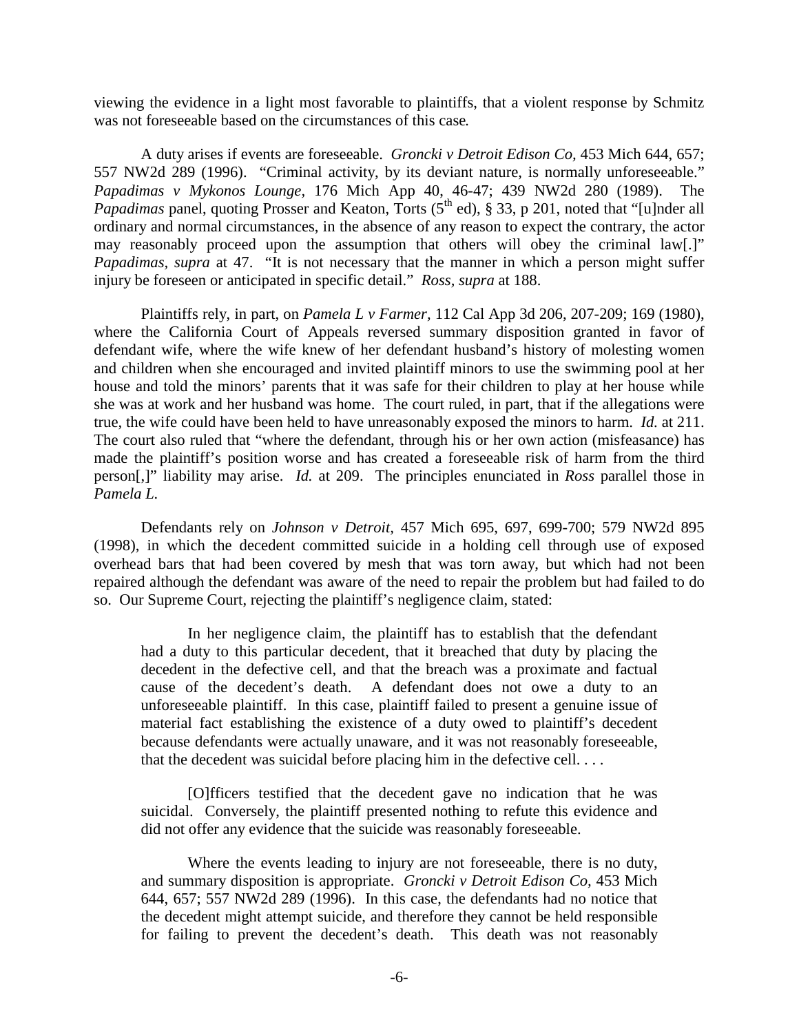viewing the evidence in a light most favorable to plaintiffs, that a violent response by Schmitz was not foreseeable based on the circumstances of this case.

A duty arises if events are foreseeable. *Groncki v Detroit Edison Co*, 453 Mich 644, 657; 557 NW2d 289 (1996). "Criminal activity, by its deviant nature, is normally unforeseeable." *Papadimas v Mykonos Lounge*, 176 Mich App 40, 46-47; 439 NW2d 280 (1989). The *Papadimas* panel, quoting Prosser and Keaton, Torts (5th ed), § 33, p 201, noted that "[u]nder all ordinary and normal circumstances, in the absence of any reason to expect the contrary, the actor may reasonably proceed upon the assumption that others will obey the criminal law[.]" *Papadimas, supra* at 47. "It is not necessary that the manner in which a person might suffer injury be foreseen or anticipated in specific detail." *Ross, supra* at 188.

Plaintiffs rely, in part, on *Pamela L v Farmer*, 112 Cal App 3d 206, 207-209; 169 (1980), where the California Court of Appeals reversed summary disposition granted in favor of defendant wife, where the wife knew of her defendant husband's history of molesting women and children when she encouraged and invited plaintiff minors to use the swimming pool at her house and told the minors' parents that it was safe for their children to play at her house while she was at work and her husband was home. The court ruled, in part, that if the allegations were true, the wife could have been held to have unreasonably exposed the minors to harm. *Id.* at 211. The court also ruled that "where the defendant, through his or her own action (misfeasance) has made the plaintiff's position worse and has created a foreseeable risk of harm from the third person[,]" liability may arise. *Id.* at 209. The principles enunciated in *Ross* parallel those in *Pamela L.*

Defendants rely on *Johnson v Detroit*, 457 Mich 695, 697, 699-700; 579 NW2d 895 (1998), in which the decedent committed suicide in a holding cell through use of exposed overhead bars that had been covered by mesh that was torn away, but which had not been repaired although the defendant was aware of the need to repair the problem but had failed to do so. Our Supreme Court, rejecting the plaintiff's negligence claim, stated:

> In her negligence claim, the plaintiff has to establish that the defendant had a duty to this particular decedent, that it breached that duty by placing the decedent in the defective cell, and that the breach was a proximate and factual cause of the decedent's death. A defendant does not owe a duty to an unforeseeable plaintiff. In this case, plaintiff failed to present a genuine issue of material fact establishing the existence of a duty owed to plaintiff's decedent because defendants were actually unaware, and it was not reasonably foreseeable, that the decedent was suicidal before placing him in the defective cell. . . .
>
> [O]fficers testified that the decedent gave no indication that he was suicidal. Conversely, the plaintiff presented nothing to refute this evidence and did not offer any evidence that the suicide was reasonably foreseeable.
>
> Where the events leading to injury are not foreseeable, there is no duty, and summary disposition is appropriate. *Groncki v Detroit Edison Co*, 453 Mich 644, 657; 557 NW2d 289 (1996). In this case, the defendants had no notice that the decedent might attempt suicide, and therefore they cannot be held responsible for failing to prevent the decedent's death. This death was not reasonably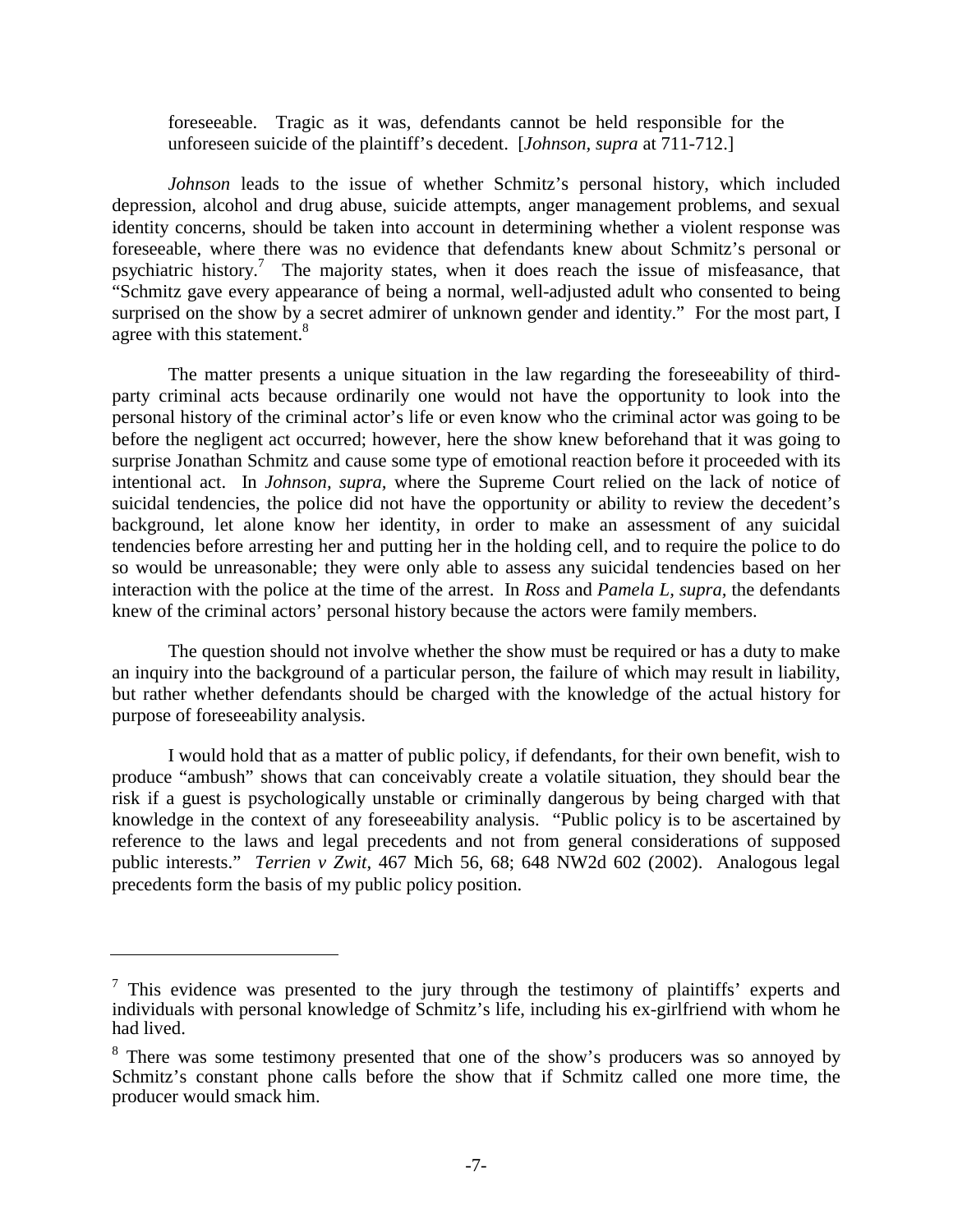> foreseeable. Tragic as it was, defendants cannot be held responsible for the unforeseen suicide of the plaintiff's decedent. [*Johnson, supra* at 711-712.]

*Johnson* leads to the issue of whether Schmitz's personal history, which included depression, alcohol and drug abuse, suicide attempts, anger management problems, and sexual identity concerns, should be taken into account in determining whether a violent response was foreseeable, where there was no evidence that defendants knew about Schmitz's personal or psychiatric history.[7] The majority states, when it does reach the issue of misfeasance, that "Schmitz gave every appearance of being a normal, well-adjusted adult who consented to being surprised on the show by a secret admirer of unknown gender and identity." For the most part, I agree with this statement.[8]

The matter presents a unique situation in the law regarding the foreseeability of third-party criminal acts because ordinarily one would not have the opportunity to look into the personal history of the criminal actor's life or even know who the criminal actor was going to be before the negligent act occurred; however, here the show knew beforehand that it was going to surprise Jonathan Schmitz and cause some type of emotional reaction before it proceeded with its intentional act. In *Johnson, supra,* where the Supreme Court relied on the lack of notice of suicidal tendencies, the police did not have the opportunity or ability to review the decedent's background, let alone know her identity, in order to make an assessment of any suicidal tendencies before arresting her and putting her in the holding cell, and to require the police to do so would be unreasonable; they were only able to assess any suicidal tendencies based on her interaction with the police at the time of the arrest. In *Ross* and *Pamela L, supra,* the defendants knew of the criminal actors' personal history because the actors were family members.

The question should not involve whether the show must be required or has a duty to make an inquiry into the background of a particular person, the failure of which may result in liability, but rather whether defendants should be charged with the knowledge of the actual history for purpose of foreseeability analysis.

I would hold that as a matter of public policy, if defendants, for their own benefit, wish to produce "ambush" shows that can conceivably create a volatile situation, they should bear the risk if a guest is psychologically unstable or criminally dangerous by being charged with that knowledge in the context of any foreseeability analysis. "Public policy is to be ascertained by reference to the laws and legal precedents and not from general considerations of supposed public interests." *Terrien v Zwit,* 467 Mich 56, 68; 648 NW2d 602 (2002). Analogous legal precedents form the basis of my public policy position.

---

[7] This evidence was presented to the jury through the testimony of plaintiffs' experts and individuals with personal knowledge of Schmitz's life, including his ex-girlfriend with whom he had lived.

[8] There was some testimony presented that one of the show's producers was so annoyed by Schmitz's constant phone calls before the show that if Schmitz called one more time, the producer would smack him.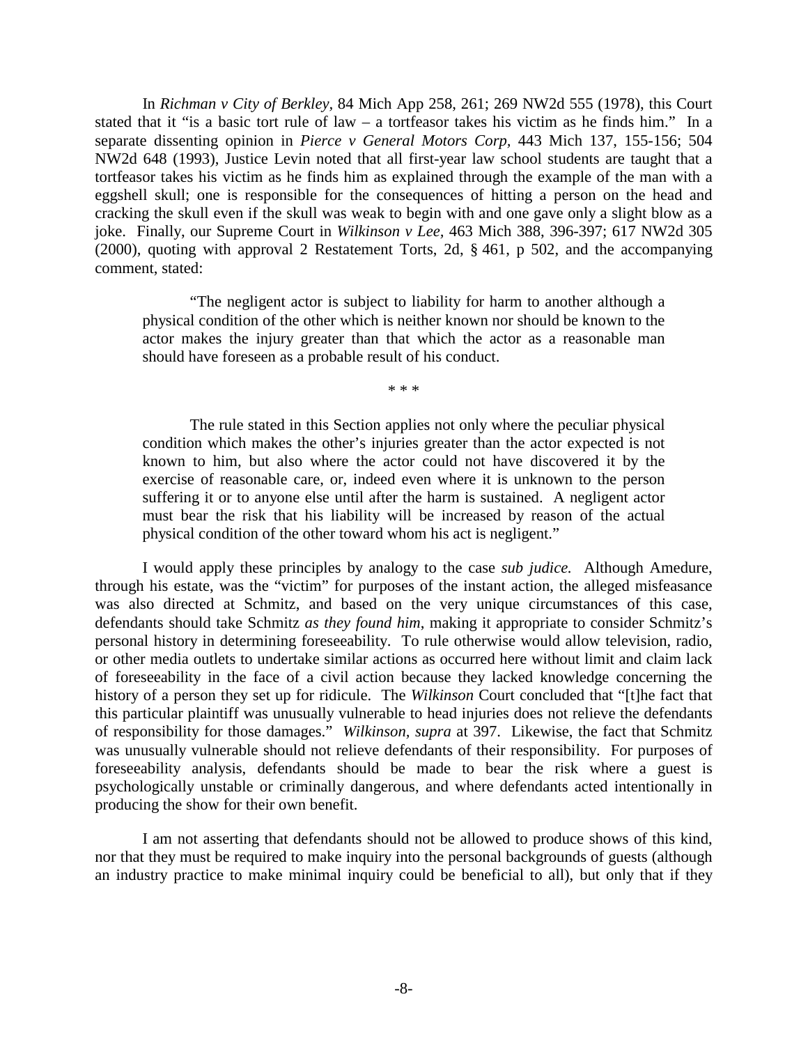In *Richman v City of Berkley*, 84 Mich App 258, 261; 269 NW2d 555 (1978), this Court stated that it "is a basic tort rule of law – a tortfeasor takes his victim as he finds him." In a separate dissenting opinion in *Pierce v General Motors Corp*, 443 Mich 137, 155-156; 504 NW2d 648 (1993), Justice Levin noted that all first-year law school students are taught that a tortfeasor takes his victim as he finds him as explained through the example of the man with a eggshell skull; one is responsible for the consequences of hitting a person on the head and cracking the skull even if the skull was weak to begin with and one gave only a slight blow as a joke. Finally, our Supreme Court in *Wilkinson v Lee*, 463 Mich 388, 396-397; 617 NW2d 305 (2000), quoting with approval 2 Restatement Torts, 2d, § 461, p 502, and the accompanying comment, stated:

> "The negligent actor is subject to liability for harm to another although a physical condition of the other which is neither known nor should be known to the actor makes the injury greater than that which the actor as a reasonable man should have foreseen as a probable result of his conduct.
>
> \* \* \*
>
> The rule stated in this Section applies not only where the peculiar physical condition which makes the other's injuries greater than the actor expected is not known to him, but also where the actor could not have discovered it by the exercise of reasonable care, or, indeed even where it is unknown to the person suffering it or to anyone else until after the harm is sustained. A negligent actor must bear the risk that his liability will be increased by reason of the actual physical condition of the other toward whom his act is negligent."

I would apply these principles by analogy to the case *sub judice.* Although Amedure, through his estate, was the "victim" for purposes of the instant action, the alleged misfeasance was also directed at Schmitz, and based on the very unique circumstances of this case, defendants should take Schmitz *as they found him*, making it appropriate to consider Schmitz's personal history in determining foreseeability. To rule otherwise would allow television, radio, or other media outlets to undertake similar actions as occurred here without limit and claim lack of foreseeability in the face of a civil action because they lacked knowledge concerning the history of a person they set up for ridicule. The *Wilkinson* Court concluded that "[t]he fact that this particular plaintiff was unusually vulnerable to head injuries does not relieve the defendants of responsibility for those damages." *Wilkinson*, *supra* at 397. Likewise, the fact that Schmitz was unusually vulnerable should not relieve defendants of their responsibility. For purposes of foreseeability analysis, defendants should be made to bear the risk where a guest is psychologically unstable or criminally dangerous, and where defendants acted intentionally in producing the show for their own benefit.

I am not asserting that defendants should not be allowed to produce shows of this kind, nor that they must be required to make inquiry into the personal backgrounds of guests (although an industry practice to make minimal inquiry could be beneficial to all), but only that if they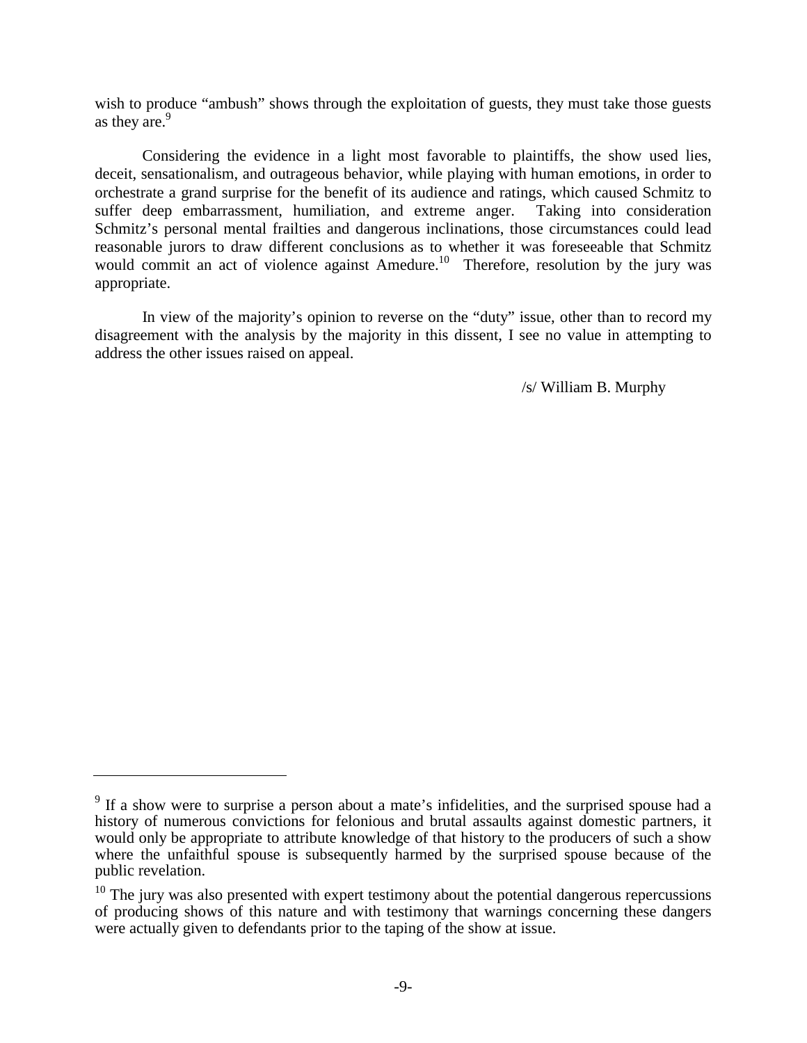wish to produce "ambush" shows through the exploitation of guests, they must take those guests as they are.[9]

Considering the evidence in a light most favorable to plaintiffs, the show used lies, deceit, sensationalism, and outrageous behavior, while playing with human emotions, in order to orchestrate a grand surprise for the benefit of its audience and ratings, which caused Schmitz to suffer deep embarrassment, humiliation, and extreme anger. Taking into consideration Schmitz's personal mental frailties and dangerous inclinations, those circumstances could lead reasonable jurors to draw different conclusions as to whether it was foreseeable that Schmitz would commit an act of violence against Amedure.[10] Therefore, resolution by the jury was appropriate.

In view of the majority's opinion to reverse on the "duty" issue, other than to record my disagreement with the analysis by the majority in this dissent, I see no value in attempting to address the other issues raised on appeal.

/s/ William B. Murphy

---

[9] If a show were to surprise a person about a mate's infidelities, and the surprised spouse had a history of numerous convictions for felonious and brutal assaults against domestic partners, it would only be appropriate to attribute knowledge of that history to the producers of such a show where the unfaithful spouse is subsequently harmed by the surprised spouse because of the public revelation.

[10] The jury was also presented with expert testimony about the potential dangerous repercussions of producing shows of this nature and with testimony that warnings concerning these dangers were actually given to defendants prior to the taping of the show at issue.